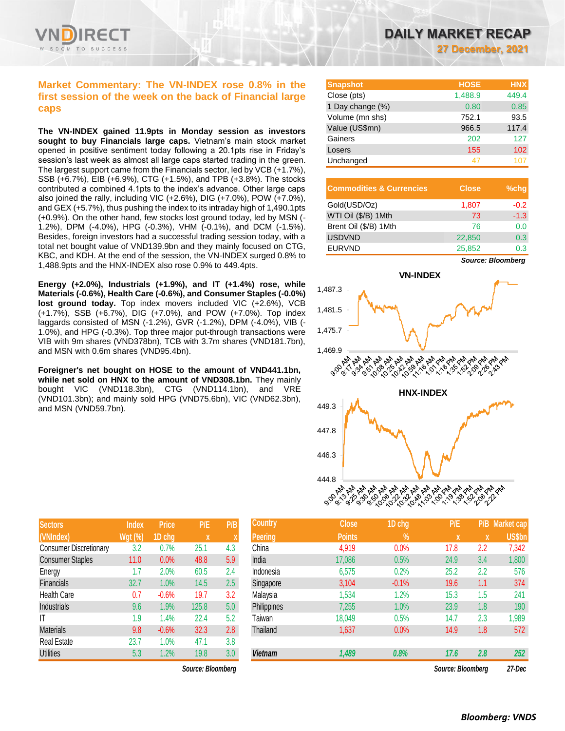# DAILY MARKET RECAP

**27 December, 2021**

## Market Commentary: The VN-INDEX rose 0.8% in the first session of the week on the back of Financial large caps

**The VN-INDEX gained 11.9pts in Monday session as investors sought to buy Financials large caps.** Vietnam's main stock market opened in positive sentiment today following a 20.1pts rise in Friday's session's last week as almost all large caps started trading in the green. The largest support came from the Financials sector, led by VCB (+1.7%), SSB (+6.7%), EIB (+6.9%), CTG (+1.5%), and TPB (+3.8%). The stocks contributed a combined 4.1pts to the index's advance. Other large caps also joined the rally, including VIC (+2.6%), DIG (+7.0%), POW (+7.0%), and GEX (+5.7%), thus pushing the index to its intraday high of 1,490.1pts (+0.9%). On the other hand, few stocks lost ground today, led by MSN (-1.2%), DPM (-4.0%), HPG (-0.3%), VHM (-0.1%), and DCM (-1.5%). Besides, foreign investors had a successful trading session today, with a total net bought value of VND139.9bn and they mainly focused on CTG, KBC, and KDH. At the end of the session, the VN-INDEX surged 0.8% to 1,488.9pts and the HNX-INDEX also rose 0.9% to 449.4pts.

**Energy (+2.0%), Industrials (+1.9%), and IT (+1.4%) rose, while Materials (-0.6%), Health Care (-0.6%), and Consumer Staples (-0.0%) lost ground today.** Top index movers included VIC (+2.6%), VCB (+1.7%), SSB (+6.7%), DIG (+7.0%), and POW (+7.0%). Top index laggards consisted of MSN (-1.2%), GVR (-1.2%), DPM (-4.0%), VIB (-1.0%), and HPG (-0.3%). Top three major put-through transactions were VIB with 9m shares (VND378bn), TCB with 3.7m shares (VND181.7bn), and MSN with 0.6m shares (VND95.4bn).

**Foreigner's net bought on HOSE to the amount of VND441.1bn, while net sold on HNX to the amount of VND308.1bn.** They mainly bought VIC (VND118.3bn), CTG (VND114.1bn), and VRE (VND101.3bn); and mainly sold HPG (VND75.6bn), VIC (VND62.3bn), and MSN (VND59.7bn).

| Snapshot | HOSE | HNX |
|---|---|---|
| Close (pts) | 1,488.9 | 449.4 |
| 1 Day change (%) | 0.80 | 0.85 |
| Volume (mn shs) | 752.1 | 93.5 |
| Value (US$mn) | 966.5 | 117.4 |
| Gainers | 202 | 127 |
| Losers | 155 | 102 |
| Unchanged | 47 | 107 |

| Commodities & Currencies | Close | %chg |
|---|---|---|
| Gold(USD/Oz) | 1,807 | -0.2 |
| WTI Oil ($/B) 1Mth | 73 | -1.3 |
| Brent Oil ($/B) 1Mth | 76 | 0.0 |
| USDVND | 22,850 | 0.3 |
| EURVND | 25,852 | 0.3 |

*Source: Bloomberg*

**VN-INDEX**

**HNX-INDEX**

| Sectors (VNIndex) | Index Wgt (%) | Price 1D chg | P/E x | P/B x |
|---|---|---|---|---|
| Consumer Discretionary | 3.2 | 0.7% | 25.1 | 4.3 |
| Consumer Staples | 11.0 | 0.0% | 48.8 | 5.9 |
| Energy | 1.7 | 2.0% | 60.5 | 2.4 |
| Financials | 32.7 | 1.0% | 14.5 | 2.5 |
| Health Care | 0.7 | -0.6% | 19.7 | 3.2 |
| Industrials | 9.6 | 1.9% | 125.8 | 5.0 |
| IT | 1.9 | 1.4% | 22.4 | 5.2 |
| Materials | 9.8 | -0.6% | 32.3 | 2.8 |
| Real Estate | 23.7 | 1.0% | 47.1 | 3.8 |
| Utilities | 5.3 | 1.2% | 19.8 | 3.0 |

*Source: Bloomberg*

| Country Peering | Close Points | 1D chg % | P/E x | P/B x | Market cap US$bn |
|---|---|---|---|---|---|
| China | 4,919 | 0.0% | 17.8 | 2.2 | 7,342 |
| India | 17,086 | 0.5% | 24.9 | 3.4 | 1,800 |
| Indonesia | 6,575 | 0.2% | 25.2 | 2.2 | 576 |
| Singapore | 3,104 | -0.1% | 19.6 | 1.1 | 374 |
| Malaysia | 1,534 | 1.2% | 15.3 | 1.5 | 241 |
| Philippines | 7,255 | 1.0% | 23.9 | 1.8 | 190 |
| Taiwan | 18,049 | 0.5% | 14.7 | 2.3 | 1,989 |
| Thailand | 1,637 | 0.0% | 14.9 | 1.8 | 572 |
| *Vietnam* | *1,489* | *0.8%* | *17.6* | *2.8* | *252* |

*Source: Bloomberg* 27-Dec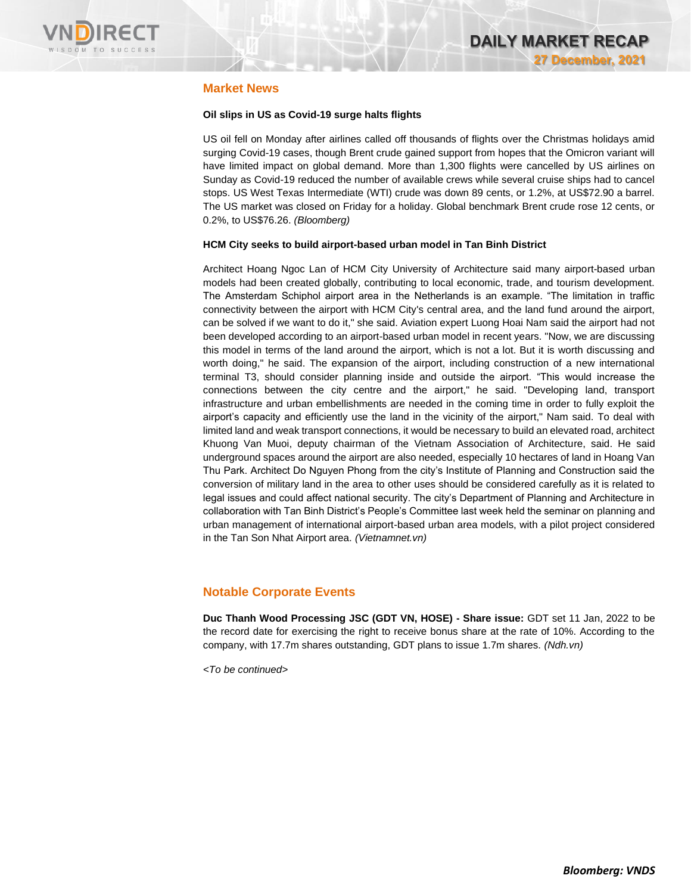## Market News

**Oil slips in US as Covid-19 surge halts flights**

US oil fell on Monday after airlines called off thousands of flights over the Christmas holidays amid surging Covid-19 cases, though Brent crude gained support from hopes that the Omicron variant will have limited impact on global demand. More than 1,300 flights were cancelled by US airlines on Sunday as Covid-19 reduced the number of available crews while several cruise ships had to cancel stops. US West Texas Intermediate (WTI) crude was down 89 cents, or 1.2%, at US$72.90 a barrel. The US market was closed on Friday for a holiday. Global benchmark Brent crude rose 12 cents, or 0.2%, to US$76.26. *(Bloomberg)*

**HCM City seeks to build airport-based urban model in Tan Binh District**

Architect Hoang Ngoc Lan of HCM City University of Architecture said many airport-based urban models had been created globally, contributing to local economic, trade, and tourism development. The Amsterdam Schiphol airport area in the Netherlands is an example. "The limitation in traffic connectivity between the airport with HCM City's central area, and the land fund around the airport, can be solved if we want to do it," she said. Aviation expert Luong Hoai Nam said the airport had not been developed according to an airport-based urban model in recent years. "Now, we are discussing this model in terms of the land around the airport, which is not a lot. But it is worth discussing and worth doing," he said. The expansion of the airport, including construction of a new international terminal T3, should consider planning inside and outside the airport. "This would increase the connections between the city centre and the airport," he said. "Developing land, transport infrastructure and urban embellishments are needed in the coming time in order to fully exploit the airport's capacity and efficiently use the land in the vicinity of the airport," Nam said. To deal with limited land and weak transport connections, it would be necessary to build an elevated road, architect Khuong Van Muoi, deputy chairman of the Vietnam Association of Architecture, said. He said underground spaces around the airport are also needed, especially 10 hectares of land in Hoang Van Thu Park. Architect Do Nguyen Phong from the city's Institute of Planning and Construction said the conversion of military land in the area to other uses should be considered carefully as it is related to legal issues and could affect national security. The city's Department of Planning and Architecture in collaboration with Tan Binh District's People's Committee last week held the seminar on planning and urban management of international airport-based urban area models, with a pilot project considered in the Tan Son Nhat Airport area. *(Vietnamnet.vn)*

## Notable Corporate Events

**Duc Thanh Wood Processing JSC (GDT VN, HOSE) - Share issue:** GDT set 11 Jan, 2022 to be the record date for exercising the right to receive bonus share at the rate of 10%. According to the company, with 17.7m shares outstanding, GDT plans to issue 1.7m shares. *(Ndh.vn)*

*<To be continued>*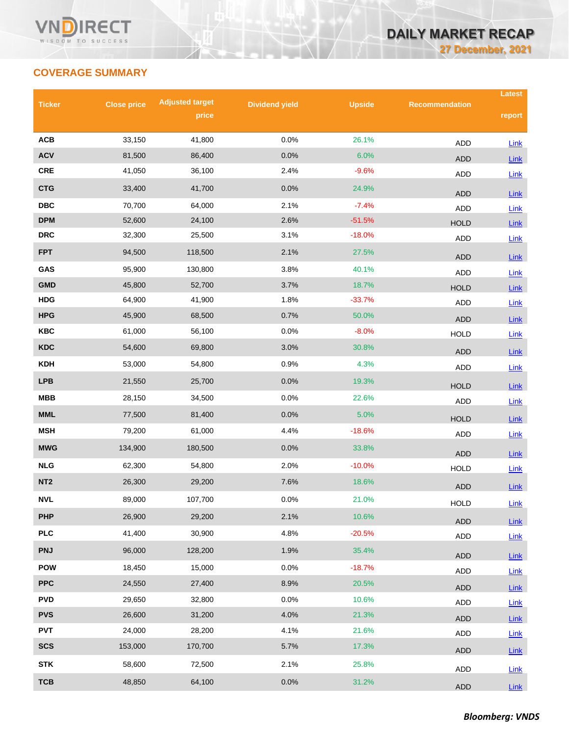## COVERAGE SUMMARY

| Ticker | Close price | Adjusted target price | Dividend yield | Upside | Recommendation | Latest report |
|---|---|---|---|---|---|---|
| ACB | 33,150 | 41,800 | 0.0% | 26.1% | ADD | Link |
| ACV | 81,500 | 86,400 | 0.0% | 6.0% | ADD | Link |
| CRE | 41,050 | 36,100 | 2.4% | -9.6% | ADD | Link |
| CTG | 33,400 | 41,700 | 0.0% | 24.9% | ADD | Link |
| DBC | 70,700 | 64,000 | 2.1% | -7.4% | ADD | Link |
| DPM | 52,600 | 24,100 | 2.6% | -51.5% | HOLD | Link |
| DRC | 32,300 | 25,500 | 3.1% | -18.0% | ADD | Link |
| FPT | 94,500 | 118,500 | 2.1% | 27.5% | ADD | Link |
| GAS | 95,900 | 130,800 | 3.8% | 40.1% | ADD | Link |
| GMD | 45,800 | 52,700 | 3.7% | 18.7% | HOLD | Link |
| HDG | 64,900 | 41,900 | 1.8% | -33.7% | ADD | Link |
| HPG | 45,900 | 68,500 | 0.7% | 50.0% | ADD | Link |
| KBC | 61,000 | 56,100 | 0.0% | -8.0% | HOLD | Link |
| KDC | 54,600 | 69,800 | 3.0% | 30.8% | ADD | Link |
| KDH | 53,000 | 54,800 | 0.9% | 4.3% | ADD | Link |
| LPB | 21,550 | 25,700 | 0.0% | 19.3% | HOLD | Link |
| MBB | 28,150 | 34,500 | 0.0% | 22.6% | ADD | Link |
| MML | 77,500 | 81,400 | 0.0% | 5.0% | HOLD | Link |
| MSH | 79,200 | 61,000 | 4.4% | -18.6% | ADD | Link |
| MWG | 134,900 | 180,500 | 0.0% | 33.8% | ADD | Link |
| NLG | 62,300 | 54,800 | 2.0% | -10.0% | HOLD | Link |
| NT2 | 26,300 | 29,200 | 7.6% | 18.6% | ADD | Link |
| NVL | 89,000 | 107,700 | 0.0% | 21.0% | HOLD | Link |
| PHP | 26,900 | 29,200 | 2.1% | 10.6% | ADD | Link |
| PLC | 41,400 | 30,900 | 4.8% | -20.5% | ADD | Link |
| PNJ | 96,000 | 128,200 | 1.9% | 35.4% | ADD | Link |
| POW | 18,450 | 15,000 | 0.0% | -18.7% | ADD | Link |
| PPC | 24,550 | 27,400 | 8.9% | 20.5% | ADD | Link |
| PVD | 29,650 | 32,800 | 0.0% | 10.6% | ADD | Link |
| PVS | 26,600 | 31,200 | 4.0% | 21.3% | ADD | Link |
| PVT | 24,000 | 28,200 | 4.1% | 21.6% | ADD | Link |
| SCS | 153,000 | 170,700 | 5.7% | 17.3% | ADD | Link |
| STK | 58,600 | 72,500 | 2.1% | 25.8% | ADD | Link |
| TCB | 48,850 | 64,100 | 0.0% | 31.2% | ADD | Link |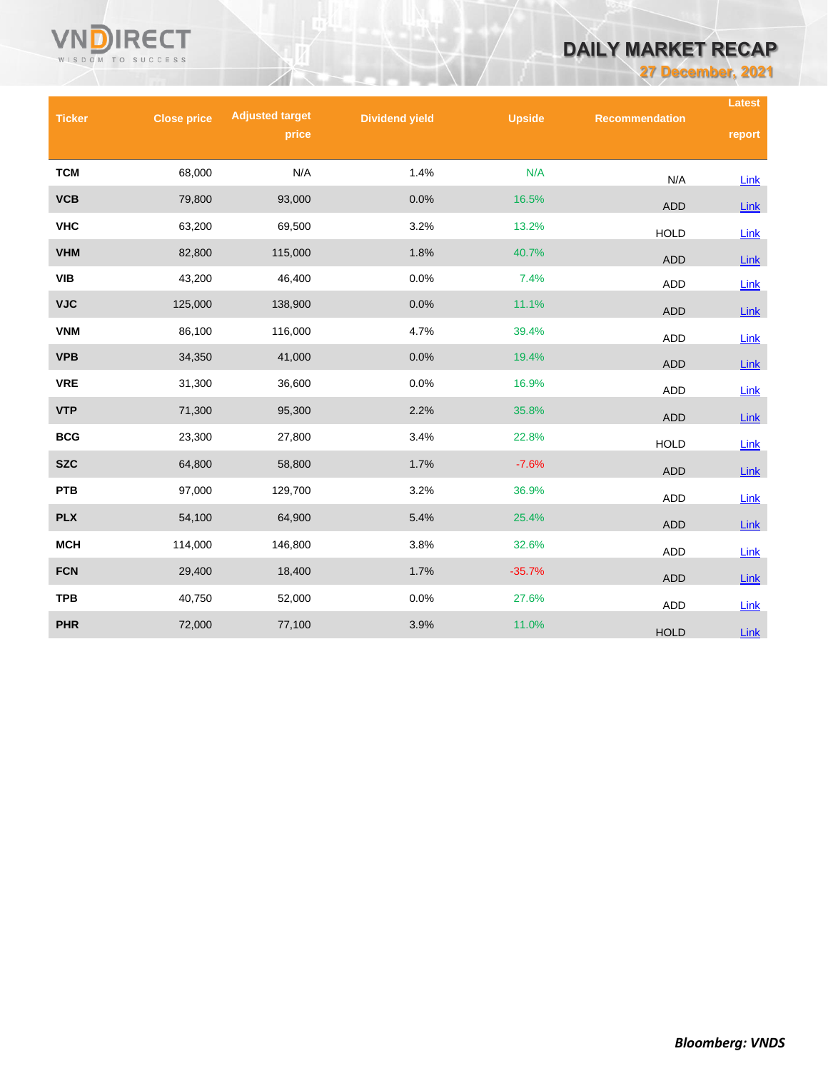| Ticker | Close price | Adjusted target price | Dividend yield | Upside | Recommendation | Latest report |
|---|---|---|---|---|---|---|
| TCM | 68,000 | N/A | 1.4% | N/A | N/A | Link |
| VCB | 79,800 | 93,000 | 0.0% | 16.5% | ADD | Link |
| VHC | 63,200 | 69,500 | 3.2% | 13.2% | HOLD | Link |
| VHM | 82,800 | 115,000 | 1.8% | 40.7% | ADD | Link |
| VIB | 43,200 | 46,400 | 0.0% | 7.4% | ADD | Link |
| VJC | 125,000 | 138,900 | 0.0% | 11.1% | ADD | Link |
| VNM | 86,100 | 116,000 | 4.7% | 39.4% | ADD | Link |
| VPB | 34,350 | 41,000 | 0.0% | 19.4% | ADD | Link |
| VRE | 31,300 | 36,600 | 0.0% | 16.9% | ADD | Link |
| VTP | 71,300 | 95,300 | 2.2% | 35.8% | ADD | Link |
| BCG | 23,300 | 27,800 | 3.4% | 22.8% | HOLD | Link |
| SZC | 64,800 | 58,800 | 1.7% | -7.6% | ADD | Link |
| PTB | 97,000 | 129,700 | 3.2% | 36.9% | ADD | Link |
| PLX | 54,100 | 64,900 | 5.4% | 25.4% | ADD | Link |
| MCH | 114,000 | 146,800 | 3.8% | 32.6% | ADD | Link |
| FCN | 29,400 | 18,400 | 1.7% | -35.7% | ADD | Link |
| TPB | 40,750 | 52,000 | 0.0% | 27.6% | ADD | Link |
| PHR | 72,000 | 77,100 | 3.9% | 11.0% | HOLD | Link |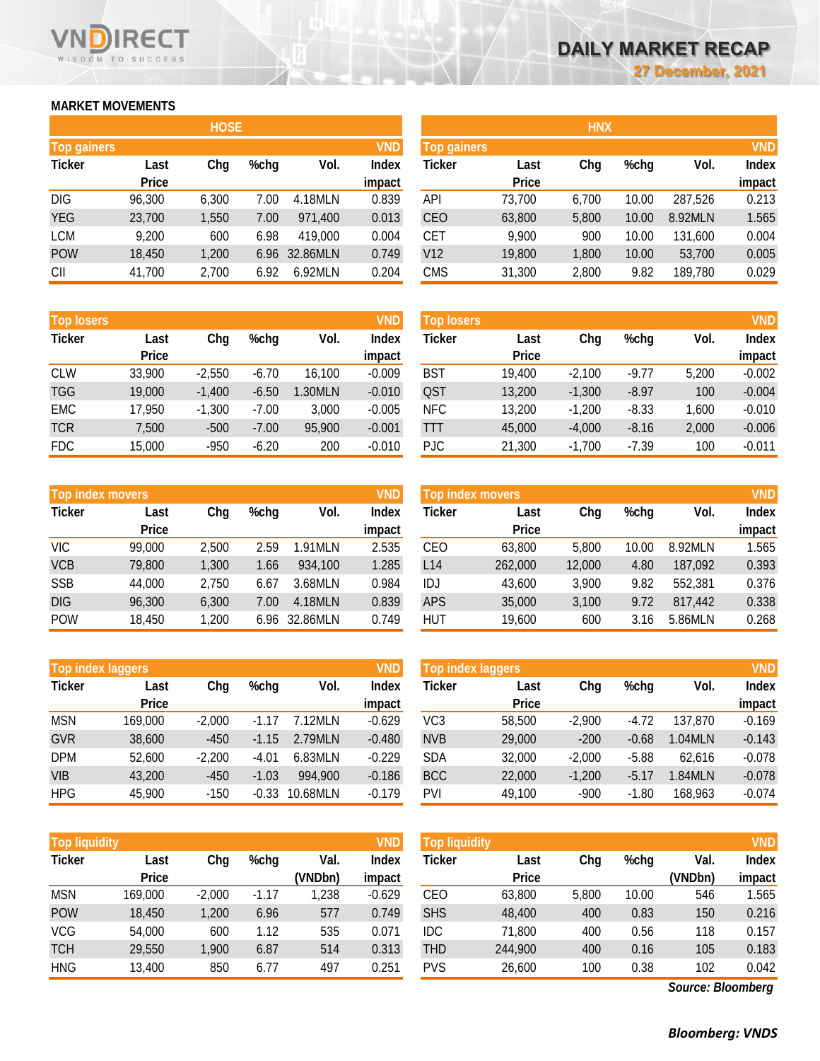# DAILY MARKET RECAP

27 December, 2021

## MARKET MOVEMENTS

### HOSE

**Top gainers** (VND)

| Ticker | Last Price | Chg | %chg | Vol. | Index impact |
|---|---|---|---|---|---|
| DIG | 96,300 | 6,300 | 7.00 | 4.18MLN | 0.839 |
| YEG | 23,700 | 1,550 | 7.00 | 971,400 | 0.013 |
| LCM | 9,200 | 600 | 6.98 | 419,000 | 0.004 |
| POW | 18,450 | 1,200 | 6.96 | 32.86MLN | 0.749 |
| CII | 41,700 | 2,700 | 6.92 | 6.92MLN | 0.204 |

**Top losers** (VND)

| Ticker | Last Price | Chg | %chg | Vol. | Index impact |
|---|---|---|---|---|---|
| CLW | 33,900 | -2,550 | -6.70 | 16,100 | -0.009 |
| TGG | 19,000 | -1,400 | -6.50 | 1.30MLN | -0.010 |
| EMC | 17,950 | -1,300 | -7.00 | 3,000 | -0.005 |
| TCR | 7,500 | -500 | -7.00 | 95,900 | -0.001 |
| FDC | 15,000 | -950 | -6.20 | 200 | -0.010 |

**Top index movers** (VND)

| Ticker | Last Price | Chg | %chg | Vol. | Index impact |
|---|---|---|---|---|---|
| VIC | 99,000 | 2,500 | 2.59 | 1.91MLN | 2.535 |
| VCB | 79,800 | 1,300 | 1.66 | 934,100 | 1.285 |
| SSB | 44,000 | 2,750 | 6.67 | 3.68MLN | 0.984 |
| DIG | 96,300 | 6,300 | 7.00 | 4.18MLN | 0.839 |
| POW | 18,450 | 1,200 | 6.96 | 32.86MLN | 0.749 |

**Top index laggers** (VND)

| Ticker | Last Price | Chg | %chg | Vol. | Index impact |
|---|---|---|---|---|---|
| MSN | 169,000 | -2,000 | -1.17 | 7.12MLN | -0.629 |
| GVR | 38,600 | -450 | -1.15 | 2.79MLN | -0.480 |
| DPM | 52,600 | -2,200 | -4.01 | 6.83MLN | -0.229 |
| VIB | 43,200 | -450 | -1.03 | 994,900 | -0.186 |
| HPG | 45,900 | -150 | -0.33 | 10.68MLN | -0.179 |

**Top liquidity** (VND)

| Ticker | Last Price | Chg | %chg | Val. (VNDbn) | Index impact |
|---|---|---|---|---|---|
| MSN | 169,000 | -2,000 | -1.17 | 1,238 | -0.629 |
| POW | 18,450 | 1,200 | 6.96 | 577 | 0.749 |
| VCG | 54,000 | 600 | 1.12 | 535 | 0.071 |
| TCH | 29,550 | 1,900 | 6.87 | 514 | 0.313 |
| HNG | 13,400 | 850 | 6.77 | 497 | 0.251 |

### HNX

**Top gainers** (VND)

| Ticker | Last Price | Chg | %chg | Vol. | Index impact |
|---|---|---|---|---|---|
| API | 73,700 | 6,700 | 10.00 | 287,526 | 0.213 |
| CEO | 63,800 | 5,800 | 10.00 | 8.92MLN | 1.565 |
| CET | 9,900 | 900 | 10.00 | 131,600 | 0.004 |
| V12 | 19,800 | 1,800 | 10.00 | 53,700 | 0.005 |
| CMS | 31,300 | 2,800 | 9.82 | 189,780 | 0.029 |

**Top losers** (VND)

| Ticker | Last Price | Chg | %chg | Vol. | Index impact |
|---|---|---|---|---|---|
| BST | 19,400 | -2,100 | -9.77 | 5,200 | -0.002 |
| QST | 13,200 | -1,300 | -8.97 | 100 | -0.004 |
| NFC | 13,200 | -1,200 | -8.33 | 1,600 | -0.010 |
| TTT | 45,000 | -4,000 | -8.16 | 2,000 | -0.006 |
| PJC | 21,300 | -1,700 | -7.39 | 100 | -0.011 |

**Top index movers** (VND)

| Ticker | Last Price | Chg | %chg | Vol. | Index impact |
|---|---|---|---|---|---|
| CEO | 63,800 | 5,800 | 10.00 | 8.92MLN | 1.565 |
| L14 | 262,000 | 12,000 | 4.80 | 187,092 | 0.393 |
| IDJ | 43,600 | 3,900 | 9.82 | 552,381 | 0.376 |
| APS | 35,000 | 3,100 | 9.72 | 817,442 | 0.338 |
| HUT | 19,600 | 600 | 3.16 | 5.86MLN | 0.268 |

**Top index laggers** (VND)

| Ticker | Last Price | Chg | %chg | Vol. | Index impact |
|---|---|---|---|---|---|
| VC3 | 58,500 | -2,900 | -4.72 | 137,870 | -0.169 |
| NVB | 29,000 | -200 | -0.68 | 1.04MLN | -0.143 |
| SDA | 32,000 | -2,000 | -5.88 | 62,616 | -0.078 |
| BCC | 22,000 | -1,200 | -5.17 | 1.84MLN | -0.078 |
| PVI | 49,100 | -900 | -1.80 | 168,963 | -0.074 |

**Top liquidity** (VND)

| Ticker | Last Price | Chg | %chg | Val. (VNDbn) | Index impact |
|---|---|---|---|---|---|
| CEO | 63,800 | 5,800 | 10.00 | 546 | 1.565 |
| SHS | 48,400 | 400 | 0.83 | 150 | 0.216 |
| IDC | 71,800 | 400 | 0.56 | 118 | 0.157 |
| THD | 244,900 | 400 | 0.16 | 105 | 0.183 |
| PVS | 26,600 | 100 | 0.38 | 102 | 0.042 |

*Source: Bloomberg*

***Bloomberg: VNDS***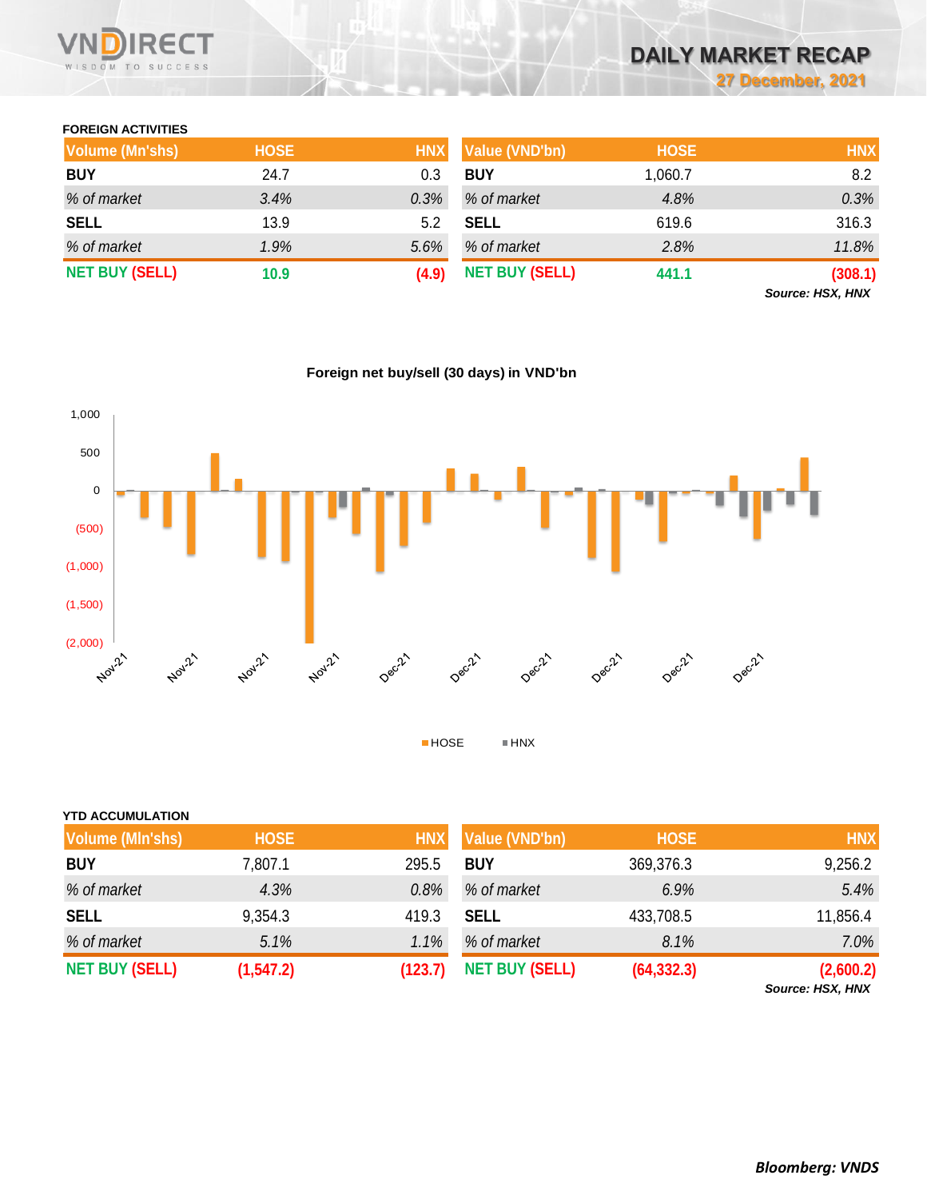## FOREIGN ACTIVITIES

| Volume (Mn'shs) | HOSE | HNX | Value (VND'bn) | HOSE | HNX |
|---|---|---|---|---|---|
| **BUY** | 24.7 | 0.3 | **BUY** | 1,060.7 | 8.2 |
| *% of market* | *3.4%* | *0.3%* | *% of market* | *4.8%* | *0.3%* |
| **SELL** | 13.9 | 5.2 | **SELL** | 619.6 | 316.3 |
| *% of market* | *1.9%* | *5.6%* | *% of market* | *2.8%* | *11.8%* |
| **NET BUY (SELL)** | **10.9** | **(4.9)** | **NET BUY (SELL)** | **441.1** | **(308.1)** |

***Source: HSX, HNX***

**Foreign net buy/sell (30 days) in VND'bn**

## YTD ACCUMULATION

| Volume (Mln'shs) | HOSE | HNX | Value (VND'bn) | HOSE | HNX |
|---|---|---|---|---|---|
| **BUY** | 7,807.1 | 295.5 | **BUY** | 369,376.3 | 9,256.2 |
| *% of market* | *4.3%* | *0.8%* | *% of market* | *6.9%* | *5.4%* |
| **SELL** | 9,354.3 | 419.3 | **SELL** | 433,708.5 | 11,856.4 |
| *% of market* | *5.1%* | *1.1%* | *% of market* | *8.1%* | *7.0%* |
| **NET BUY (SELL)** | **(1,547.2)** | **(123.7)** | **NET BUY (SELL)** | **(64,332.3)** | **(2,600.2)** |

***Source: HSX, HNX***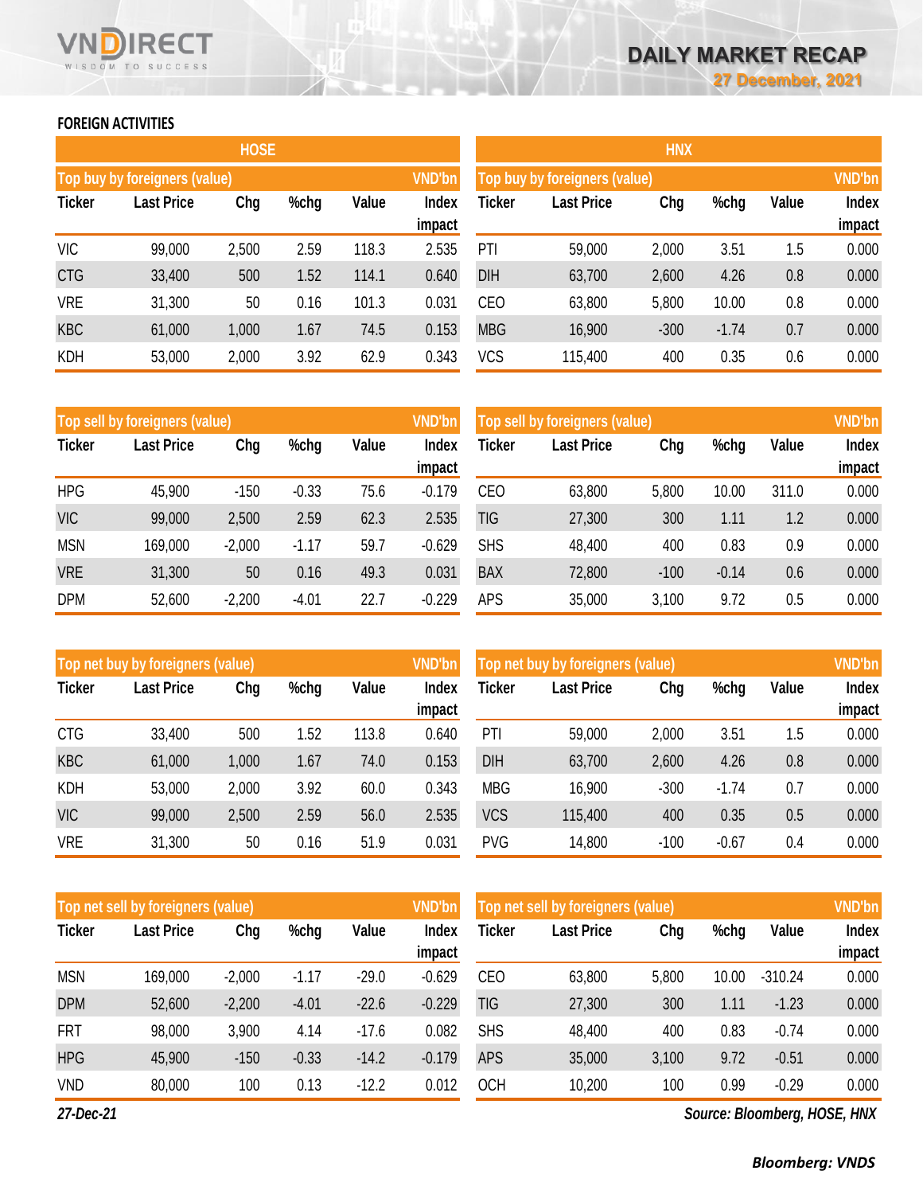# DAILY MARKET RECAP

**27 December, 2021**

## FOREIGN ACTIVITIES

### HOSE

| Top buy by foreigners (value) | | | | | VND'bn |
|---|---|---|---|---|---|
| Ticker | Last Price | Chg | %chg | Value | Index impact |
| VIC | 99,000 | 2,500 | 2.59 | 118.3 | 2.535 |
| CTG | 33,400 | 500 | 1.52 | 114.1 | 0.640 |
| VRE | 31,300 | 50 | 0.16 | 101.3 | 0.031 |
| KBC | 61,000 | 1,000 | 1.67 | 74.5 | 0.153 |
| KDH | 53,000 | 2,000 | 3.92 | 62.9 | 0.343 |

| Top sell by foreigners (value) | | | | | VND'bn |
|---|---|---|---|---|---|
| Ticker | Last Price | Chg | %chg | Value | Index impact |
| HPG | 45,900 | -150 | -0.33 | 75.6 | -0.179 |
| VIC | 99,000 | 2,500 | 2.59 | 62.3 | 2.535 |
| MSN | 169,000 | -2,000 | -1.17 | 59.7 | -0.629 |
| VRE | 31,300 | 50 | 0.16 | 49.3 | 0.031 |
| DPM | 52,600 | -2,200 | -4.01 | 22.7 | -0.229 |

| Top net buy by foreigners (value) | | | | | VND'bn |
|---|---|---|---|---|---|
| Ticker | Last Price | Chg | %chg | Value | Index impact |
| CTG | 33,400 | 500 | 1.52 | 113.8 | 0.640 |
| KBC | 61,000 | 1,000 | 1.67 | 74.0 | 0.153 |
| KDH | 53,000 | 2,000 | 3.92 | 60.0 | 0.343 |
| VIC | 99,000 | 2,500 | 2.59 | 56.0 | 2.535 |
| VRE | 31,300 | 50 | 0.16 | 51.9 | 0.031 |

| Top net sell by foreigners (value) | | | | | VND'bn |
|---|---|---|---|---|---|
| Ticker | Last Price | Chg | %chg | Value | Index impact |
| MSN | 169,000 | -2,000 | -1.17 | -29.0 | -0.629 |
| DPM | 52,600 | -2,200 | -4.01 | -22.6 | -0.229 |
| FRT | 98,000 | 3,900 | 4.14 | -17.6 | 0.082 |
| HPG | 45,900 | -150 | -0.33 | -14.2 | -0.179 |
| VND | 80,000 | 100 | 0.13 | -12.2 | 0.012 |

### HNX

| Top buy by foreigners (value) | | | | | VND'bn |
|---|---|---|---|---|---|
| Ticker | Last Price | Chg | %chg | Value | Index impact |
| PTI | 59,000 | 2,000 | 3.51 | 1.5 | 0.000 |
| DIH | 63,700 | 2,600 | 4.26 | 0.8 | 0.000 |
| CEO | 63,800 | 5,800 | 10.00 | 0.8 | 0.000 |
| MBG | 16,900 | -300 | -1.74 | 0.7 | 0.000 |
| VCS | 115,400 | 400 | 0.35 | 0.6 | 0.000 |

| Top sell by foreigners (value) | | | | | VND'bn |
|---|---|---|---|---|---|
| Ticker | Last Price | Chg | %chg | Value | Index impact |
| CEO | 63,800 | 5,800 | 10.00 | 311.0 | 0.000 |
| TIG | 27,300 | 300 | 1.11 | 1.2 | 0.000 |
| SHS | 48,400 | 400 | 0.83 | 0.9 | 0.000 |
| BAX | 72,800 | -100 | -0.14 | 0.6 | 0.000 |
| APS | 35,000 | 3,100 | 9.72 | 0.5 | 0.000 |

| Top net buy by foreigners (value) | | | | | VND'bn |
|---|---|---|---|---|---|
| Ticker | Last Price | Chg | %chg | Value | Index impact |
| PTI | 59,000 | 2,000 | 3.51 | 1.5 | 0.000 |
| DIH | 63,700 | 2,600 | 4.26 | 0.8 | 0.000 |
| MBG | 16,900 | -300 | -1.74 | 0.7 | 0.000 |
| VCS | 115,400 | 400 | 0.35 | 0.5 | 0.000 |
| PVG | 14,800 | -100 | -0.67 | 0.4 | 0.000 |

| Top net sell by foreigners (value) | | | | | VND'bn |
|---|---|---|---|---|---|
| Ticker | Last Price | Chg | %chg | Value | Index impact |
| CEO | 63,800 | 5,800 | 10.00 | -310.24 | 0.000 |
| TIG | 27,300 | 300 | 1.11 | -1.23 | 0.000 |
| SHS | 48,400 | 400 | 0.83 | -0.74 | 0.000 |
| APS | 35,000 | 3,100 | 9.72 | -0.51 | 0.000 |
| OCH | 10,200 | 100 | 0.99 | -0.29 | 0.000 |

*27-Dec-21*

*Source: Bloomberg, HOSE, HNX*

***Bloomberg: VNDS***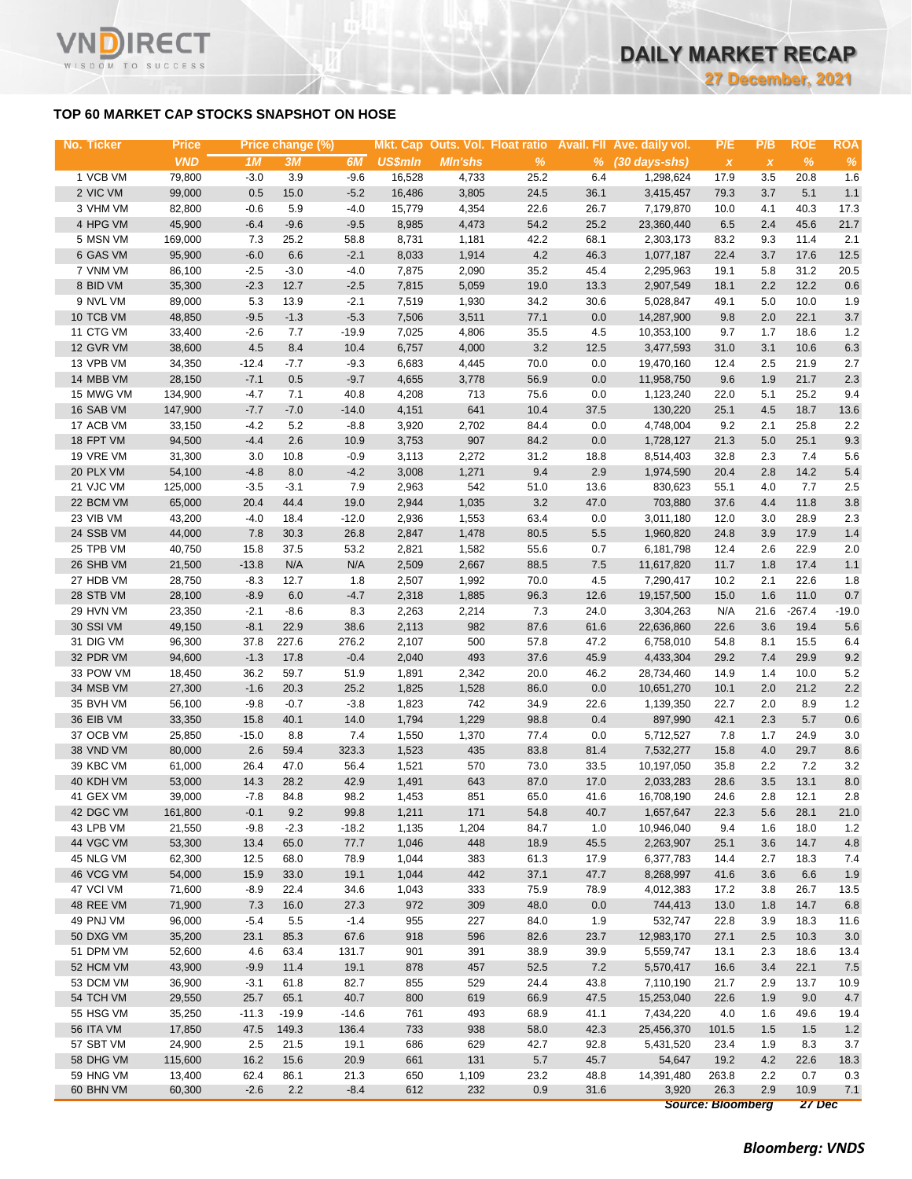## TOP 60 MARKET CAP STOCKS SNAPSHOT ON HOSE

| No. Ticker | Price | Price change (%) | | | Mkt. Cap | Outs. Vol. | Float ratio | Avail. FII | Ave. daily vol. | P/E | P/B | ROE | ROA |
|---|---|---|---|---|---|---|---|---|---|---|---|---|---|
| | VND | 1M | 3M | 6M | US$mln | Mln'shs | % | % | (30 days-shs) | x | x | % | % |
| 1 VCB VM | 79,800 | -3.0 | 3.9 | -9.6 | 16,528 | 4,733 | 25.2 | 6.4 | 1,298,624 | 17.9 | 3.5 | 20.8 | 1.6 |
| 2 VIC VM | 99,000 | 0.5 | 15.0 | -5.2 | 16,486 | 3,805 | 24.5 | 36.1 | 3,415,457 | 79.3 | 3.7 | 5.1 | 1.1 |
| 3 VHM VM | 82,800 | -0.6 | 5.9 | -4.0 | 15,779 | 4,354 | 22.6 | 26.7 | 7,179,870 | 10.0 | 4.1 | 40.3 | 17.3 |
| 4 HPG VM | 45,900 | -6.4 | -9.6 | -9.5 | 8,985 | 4,473 | 54.2 | 25.2 | 23,360,440 | 6.5 | 2.4 | 45.6 | 21.7 |
| 5 MSN VM | 169,000 | 7.3 | 25.2 | 58.8 | 8,731 | 1,181 | 42.2 | 68.1 | 2,303,173 | 83.2 | 9.3 | 11.4 | 2.1 |
| 6 GAS VM | 95,900 | -6.0 | 6.6 | -2.1 | 8,033 | 1,914 | 4.2 | 46.3 | 1,077,187 | 22.4 | 3.7 | 17.6 | 12.5 |
| 7 VNM VM | 86,100 | -2.5 | -3.0 | -4.0 | 7,875 | 2,090 | 35.2 | 45.4 | 2,295,963 | 19.1 | 5.8 | 31.2 | 20.5 |
| 8 BID VM | 35,300 | -2.3 | 12.7 | -2.5 | 7,815 | 5,059 | 19.0 | 13.3 | 2,907,549 | 18.1 | 2.2 | 12.2 | 0.6 |
| 9 NVL VM | 89,000 | 5.3 | 13.9 | -2.1 | 7,519 | 1,930 | 34.2 | 30.6 | 5,028,847 | 49.1 | 5.0 | 10.0 | 1.9 |
| 10 TCB VM | 48,850 | -9.5 | -1.3 | -5.3 | 7,506 | 3,511 | 77.1 | 0.0 | 14,287,900 | 9.8 | 2.0 | 22.1 | 3.7 |
| 11 CTG VM | 33,400 | -2.6 | 7.7 | -19.9 | 7,025 | 4,806 | 35.5 | 4.5 | 10,353,100 | 9.7 | 1.7 | 18.6 | 1.2 |
| 12 GVR VM | 38,600 | 4.5 | 8.4 | 10.4 | 6,757 | 4,000 | 3.2 | 12.5 | 3,477,593 | 31.0 | 3.1 | 10.6 | 6.3 |
| 13 VPB VM | 34,350 | -12.4 | -7.7 | -9.3 | 6,683 | 4,445 | 70.0 | 0.0 | 19,470,160 | 12.4 | 2.5 | 21.9 | 2.7 |
| 14 MBB VM | 28,150 | -7.1 | 0.5 | -9.7 | 4,655 | 3,778 | 56.9 | 0.0 | 11,958,750 | 9.6 | 1.9 | 21.7 | 2.3 |
| 15 MWG VM | 134,900 | -4.7 | 7.1 | 40.8 | 4,208 | 713 | 75.6 | 0.0 | 1,123,240 | 22.0 | 5.1 | 25.2 | 9.4 |
| 16 SAB VM | 147,900 | -7.7 | -7.0 | -14.0 | 4,151 | 641 | 10.4 | 37.5 | 130,220 | 25.1 | 4.5 | 18.7 | 13.6 |
| 17 ACB VM | 33,150 | -4.2 | 5.2 | -8.8 | 3,920 | 2,702 | 84.4 | 0.0 | 4,748,004 | 9.2 | 2.1 | 25.8 | 2.2 |
| 18 FPT VM | 94,500 | -4.4 | 2.6 | 10.9 | 3,753 | 907 | 84.2 | 0.0 | 1,728,127 | 21.3 | 5.0 | 25.1 | 9.3 |
| 19 VRE VM | 31,300 | 3.0 | 10.8 | -0.9 | 3,113 | 2,272 | 31.2 | 18.8 | 8,514,403 | 32.8 | 2.3 | 7.4 | 5.6 |
| 20 PLX VM | 54,100 | -4.8 | 8.0 | -4.2 | 3,008 | 1,271 | 9.4 | 2.9 | 1,974,590 | 20.4 | 2.8 | 14.2 | 5.4 |
| 21 VJC VM | 125,000 | -3.5 | -3.1 | 7.9 | 2,963 | 542 | 51.0 | 13.6 | 830,623 | 55.1 | 4.0 | 7.7 | 2.5 |
| 22 BCM VM | 65,000 | 20.4 | 44.4 | 19.0 | 2,944 | 1,035 | 3.2 | 47.0 | 703,880 | 37.6 | 4.4 | 11.8 | 3.8 |
| 23 VIB VM | 43,200 | -4.0 | 18.4 | -12.0 | 2,936 | 1,553 | 63.4 | 0.0 | 3,011,180 | 12.0 | 3.0 | 28.9 | 2.3 |
| 24 SSB VM | 44,000 | 7.8 | 30.3 | 26.8 | 2,847 | 1,478 | 80.5 | 5.5 | 1,960,820 | 24.8 | 3.9 | 17.9 | 1.4 |
| 25 TPB VM | 40,750 | 15.8 | 37.5 | 53.2 | 2,821 | 1,582 | 55.6 | 0.7 | 6,181,798 | 12.4 | 2.6 | 22.9 | 2.0 |
| 26 SHB VM | 21,500 | -13.8 | N/A | N/A | 2,509 | 2,667 | 88.5 | 7.5 | 11,617,820 | 11.7 | 1.8 | 17.4 | 1.1 |
| 27 HDB VM | 28,750 | -8.3 | 12.7 | 1.8 | 2,507 | 1,992 | 70.0 | 4.5 | 7,290,417 | 10.2 | 2.1 | 22.6 | 1.8 |
| 28 STB VM | 28,100 | -8.9 | 6.0 | -4.7 | 2,318 | 1,885 | 96.3 | 12.6 | 19,157,500 | 15.0 | 1.6 | 11.0 | 0.7 |
| 29 HVN VM | 23,350 | -2.1 | -8.6 | 8.3 | 2,263 | 2,214 | 7.3 | 24.0 | 3,304,263 | N/A | 21.6 | -267.4 | -19.0 |
| 30 SSI VM | 49,150 | -8.1 | 22.9 | 38.6 | 2,113 | 982 | 87.6 | 61.6 | 22,636,860 | 22.6 | 3.6 | 19.4 | 5.6 |
| 31 DIG VM | 96,300 | 37.8 | 227.6 | 276.2 | 2,107 | 500 | 57.8 | 47.2 | 6,758,010 | 54.8 | 8.1 | 15.5 | 6.4 |
| 32 PDR VM | 94,600 | -1.3 | 17.8 | -0.4 | 2,040 | 493 | 37.6 | 45.9 | 4,433,304 | 29.2 | 7.4 | 29.9 | 9.2 |
| 33 POW VM | 18,450 | 36.2 | 59.7 | 51.9 | 1,891 | 2,342 | 20.0 | 46.2 | 28,734,460 | 14.9 | 1.4 | 10.0 | 5.2 |
| 34 MSB VM | 27,300 | -1.6 | 20.3 | 25.2 | 1,825 | 1,528 | 86.0 | 0.0 | 10,651,270 | 10.1 | 2.0 | 21.2 | 2.2 |
| 35 BVH VM | 56,100 | -9.8 | -0.7 | -3.8 | 1,823 | 742 | 34.9 | 22.6 | 1,139,350 | 22.7 | 2.0 | 8.9 | 1.2 |
| 36 EIB VM | 33,350 | 15.8 | 40.1 | 14.0 | 1,794 | 1,229 | 98.8 | 0.4 | 897,990 | 42.1 | 2.3 | 5.7 | 0.6 |
| 37 OCB VM | 25,850 | -15.0 | 8.8 | 7.4 | 1,550 | 1,370 | 77.4 | 0.0 | 5,712,527 | 7.8 | 1.7 | 24.9 | 3.0 |
| 38 VND VM | 80,000 | 2.6 | 59.4 | 323.3 | 1,523 | 435 | 83.8 | 81.4 | 7,532,277 | 15.8 | 4.0 | 29.7 | 8.6 |
| 39 KBC VM | 61,000 | 26.4 | 47.0 | 56.4 | 1,521 | 570 | 73.0 | 33.5 | 10,197,050 | 35.8 | 2.2 | 7.2 | 3.2 |
| 40 KDH VM | 53,000 | 14.3 | 28.2 | 42.9 | 1,491 | 643 | 87.0 | 17.0 | 2,033,283 | 28.6 | 3.5 | 13.1 | 8.0 |
| 41 GEX VM | 39,000 | -7.8 | 84.8 | 98.2 | 1,453 | 851 | 65.0 | 41.6 | 16,708,190 | 24.6 | 2.8 | 12.1 | 2.8 |
| 42 DGC VM | 161,800 | -0.1 | 9.2 | 99.8 | 1,211 | 171 | 54.8 | 40.7 | 1,657,647 | 22.3 | 5.6 | 28.1 | 21.0 |
| 43 LPB VM | 21,550 | -9.8 | -2.3 | -18.2 | 1,135 | 1,204 | 84.7 | 1.0 | 10,946,040 | 9.4 | 1.6 | 18.0 | 1.2 |
| 44 VGC VM | 53,300 | 13.4 | 65.0 | 77.7 | 1,046 | 448 | 18.9 | 45.5 | 2,263,907 | 25.1 | 3.6 | 14.7 | 4.8 |
| 45 NLG VM | 62,300 | 12.5 | 68.0 | 78.9 | 1,044 | 383 | 61.3 | 17.9 | 6,377,783 | 14.4 | 2.7 | 18.3 | 7.4 |
| 46 VCG VM | 54,000 | 15.9 | 33.0 | 19.1 | 1,044 | 442 | 37.1 | 47.7 | 8,268,997 | 41.6 | 3.6 | 6.6 | 1.9 |
| 47 VCI VM | 71,600 | -8.9 | 22.4 | 34.6 | 1,043 | 333 | 75.9 | 78.9 | 4,012,383 | 17.2 | 3.8 | 26.7 | 13.5 |
| 48 REE VM | 71,900 | 7.3 | 16.0 | 27.3 | 972 | 309 | 48.0 | 0.0 | 744,413 | 13.0 | 1.8 | 14.7 | 6.8 |
| 49 PNJ VM | 96,000 | -5.4 | 5.5 | -1.4 | 955 | 227 | 84.0 | 1.9 | 532,747 | 22.8 | 3.9 | 18.3 | 11.6 |
| 50 DXG VM | 35,200 | 23.1 | 85.3 | 67.6 | 918 | 596 | 82.6 | 23.7 | 12,983,170 | 27.1 | 2.5 | 10.3 | 3.0 |
| 51 DPM VM | 52,600 | 4.6 | 63.4 | 131.7 | 901 | 391 | 38.9 | 39.9 | 5,559,747 | 13.1 | 2.3 | 18.6 | 13.4 |
| 52 HCM VM | 43,900 | -9.9 | 11.4 | 19.1 | 878 | 457 | 52.5 | 7.2 | 5,570,417 | 16.6 | 3.4 | 22.1 | 7.5 |
| 53 DCM VM | 36,900 | -3.1 | 61.8 | 82.7 | 855 | 529 | 24.4 | 43.8 | 7,110,190 | 21.7 | 2.9 | 13.7 | 10.9 |
| 54 TCH VM | 29,550 | 25.7 | 65.1 | 40.7 | 800 | 619 | 66.9 | 47.5 | 15,253,040 | 22.6 | 1.9 | 9.0 | 4.7 |
| 55 HSG VM | 35,250 | -11.3 | -19.9 | -14.6 | 761 | 493 | 68.9 | 41.1 | 7,434,220 | 4.0 | 1.6 | 49.6 | 19.4 |
| 56 ITA VM | 17,850 | 47.5 | 149.3 | 136.4 | 733 | 938 | 58.0 | 42.3 | 25,456,370 | 101.5 | 1.5 | 1.5 | 1.2 |
| 57 SBT VM | 24,900 | 2.5 | 21.5 | 19.1 | 686 | 629 | 42.7 | 92.8 | 5,431,520 | 23.4 | 1.9 | 8.3 | 3.7 |
| 58 DHG VM | 115,600 | 16.2 | 15.6 | 20.9 | 661 | 131 | 5.7 | 45.7 | 54,647 | 19.2 | 4.2 | 22.6 | 18.3 |
| 59 HNG VM | 13,400 | 62.4 | 86.1 | 21.3 | 650 | 1,109 | 23.2 | 48.8 | 14,391,480 | 263.8 | 2.2 | 0.7 | 0.3 |
| 60 BHN VM | 60,300 | -2.6 | 2.2 | -8.4 | 612 | 232 | 0.9 | 31.6 | 3,920 | 26.3 | 2.9 | 10.9 | 7.1 |

*Source: Bloomberg 27 Dec*

***Bloomberg: VNDS***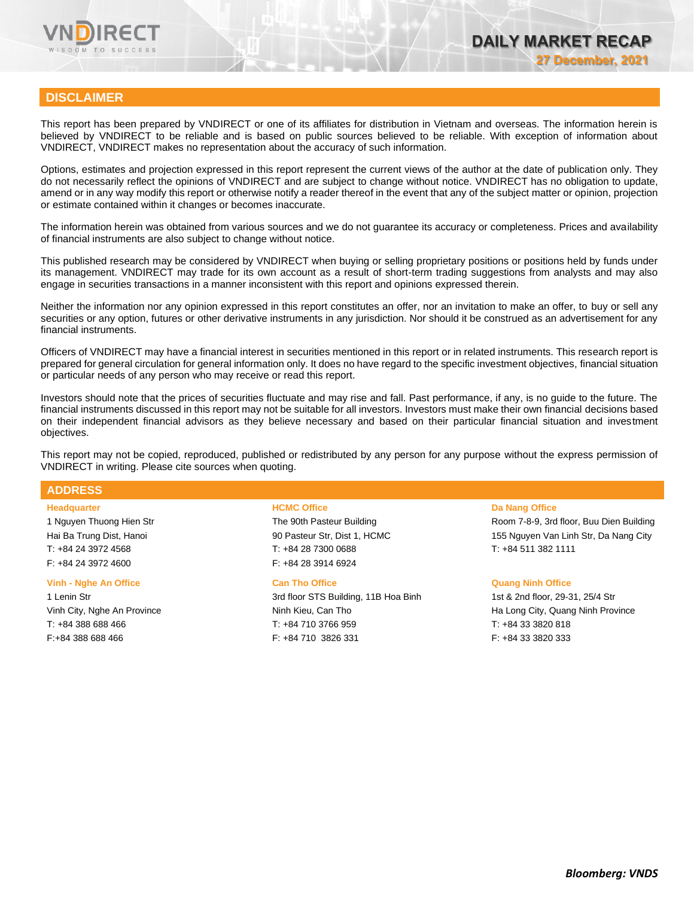## DISCLAIMER

This report has been prepared by VNDIRECT or one of its affiliates for distribution in Vietnam and overseas. The information herein is believed by VNDIRECT to be reliable and is based on public sources believed to be reliable. With exception of information about VNDIRECT, VNDIRECT makes no representation about the accuracy of such information.

Options, estimates and projection expressed in this report represent the current views of the author at the date of publication only. They do not necessarily reflect the opinions of VNDIRECT and are subject to change without notice. VNDIRECT has no obligation to update, amend or in any way modify this report or otherwise notify a reader thereof in the event that any of the subject matter or opinion, projection or estimate contained within it changes or becomes inaccurate.

The information herein was obtained from various sources and we do not guarantee its accuracy or completeness. Prices and availability of financial instruments are also subject to change without notice.

This published research may be considered by VNDIRECT when buying or selling proprietary positions or positions held by funds under its management. VNDIRECT may trade for its own account as a result of short-term trading suggestions from analysts and may also engage in securities transactions in a manner inconsistent with this report and opinions expressed therein.

Neither the information nor any opinion expressed in this report constitutes an offer, nor an invitation to make an offer, to buy or sell any securities or any option, futures or other derivative instruments in any jurisdiction. Nor should it be construed as an advertisement for any financial instruments.

Officers of VNDIRECT may have a financial interest in securities mentioned in this report or in related instruments. This research report is prepared for general circulation for general information only. It does no have regard to the specific investment objectives, financial situation or particular needs of any person who may receive or read this report.

Investors should note that the prices of securities fluctuate and may rise and fall. Past performance, if any, is no guide to the future. The financial instruments discussed in this report may not be suitable for all investors. Investors must make their own financial decisions based on their independent financial advisors as they believe necessary and based on their particular financial situation and investment objectives.

This report may not be copied, reproduced, published or redistributed by any person for any purpose without the express permission of VNDIRECT in writing. Please cite sources when quoting.

## ADDRESS

**Headquarter**
1 Nguyen Thuong Hien Str
Hai Ba Trung Dist, Hanoi
T: +84 24 3972 4568
F: +84 24 3972 4600

**HCMC Office**
The 90th Pasteur Building
90 Pasteur Str, Dist 1, HCMC
T: +84 28 7300 0688
F: +84 28 3914 6924

**Da Nang Office**
Room 7-8-9, 3rd floor, Buu Dien Building
155 Nguyen Van Linh Str, Da Nang City
T: +84 511 382 1111

**Vinh - Nghe An Office**
1 Lenin Str
Vinh City, Nghe An Province
T: +84 388 688 466
F:+84 388 688 466

**Can Tho Office**
3rd floor STS Building, 11B Hoa Binh
Ninh Kieu, Can Tho
T: +84 710 3766 959
F: +84 710 3826 331

**Quang Ninh Office**
1st & 2nd floor, 29-31, 25/4 Str
Ha Long City, Quang Ninh Province
T: +84 33 3820 818
F: +84 33 3820 333

***Bloomberg: VNDS***